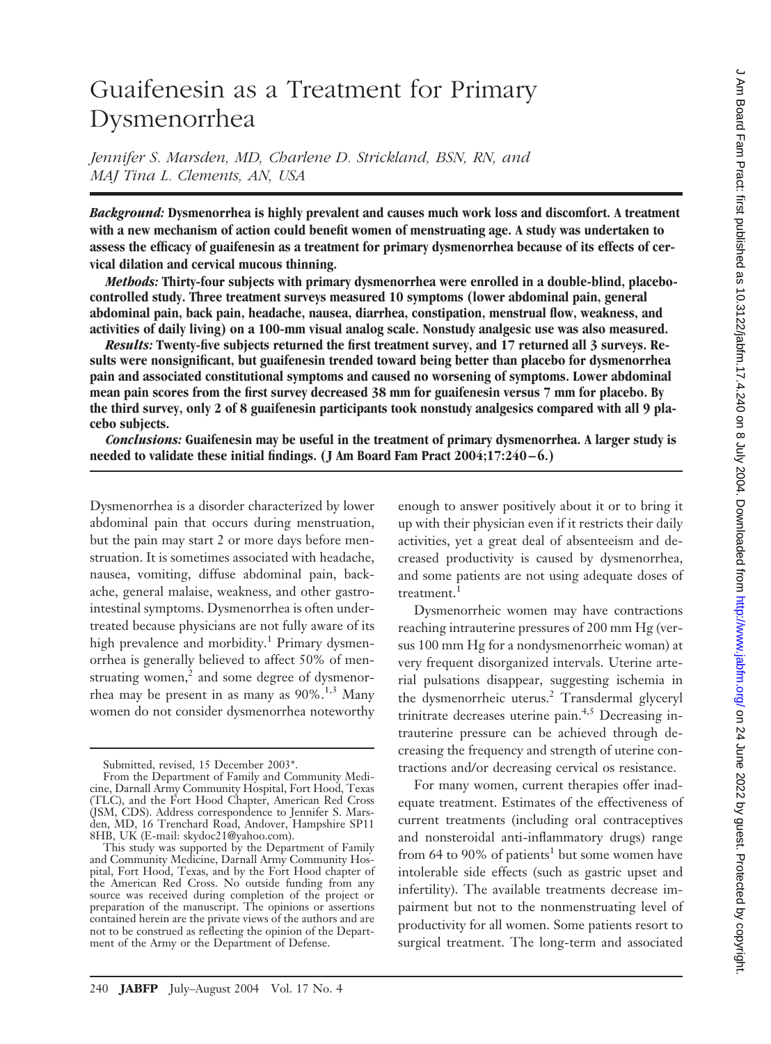# Guaifenesin as a Treatment for Primary Dysmenorrhea

*Jennifer S. Marsden, MD, Charlene D. Strickland, BSN, RN, and MAJ Tina L. Clements, AN, USA*

***Background:*** **Dysmenorrhea is highly prevalent and causes much work loss and discomfort. A treatment with a new mechanism of action could benefit women of menstruating age. A study was undertaken to assess the efficacy of guaifenesin as a treatment for primary dysmenorrhea because of its effects of cervical dilation and cervical mucous thinning.**

***Methods:*** **Thirty-four subjects with primary dysmenorrhea were enrolled in a double-blind, placebo-controlled study. Three treatment surveys measured 10 symptoms (lower abdominal pain, general abdominal pain, back pain, headache, nausea, diarrhea, constipation, menstrual flow, weakness, and activities of daily living) on a 100-mm visual analog scale. Nonstudy analgesic use was also measured.**

***Results:*** **Twenty-five subjects returned the first treatment survey, and 17 returned all 3 surveys. Results were nonsignificant, but guaifenesin trended toward being better than placebo for dysmenorrhea pain and associated constitutional symptoms and caused no worsening of symptoms. Lower abdominal mean pain scores from the first survey decreased 38 mm for guaifenesin versus 7 mm for placebo. By the third survey, only 2 of 8 guaifenesin participants took nonstudy analgesics compared with all 9 placebo subjects.**

***Conclusions:*** **Guaifenesin may be useful in the treatment of primary dysmenorrhea. A larger study is needed to validate these initial findings. (J Am Board Fam Pract 2004;17:240–6.)**

Dysmenorrhea is a disorder characterized by lower abdominal pain that occurs during menstruation, but the pain may start 2 or more days before menstruation. It is sometimes associated with headache, nausea, vomiting, diffuse abdominal pain, backache, general malaise, weakness, and other gastrointestinal symptoms. Dysmenorrhea is often undertreated because physicians are not fully aware of its high prevalence and morbidity.[1] Primary dysmenorrhea is generally believed to affect 50% of menstruating women,[2] and some degree of dysmenorrhea may be present in as many as 90%.[1,3] Many women do not consider dysmenorrhea noteworthy enough to answer positively about it or to bring it up with their physician even if it restricts their daily activities, yet a great deal of absenteeism and decreased productivity is caused by dysmenorrhea, and some patients are not using adequate doses of treatment.[1]

Dysmenorrheic women may have contractions reaching intrauterine pressures of 200 mm Hg (versus 100 mm Hg for a nondysmenorrheic woman) at very frequent disorganized intervals. Uterine arterial pulsations disappear, suggesting ischemia in the dysmenorrheic uterus.[2] Transdermal glyceryl trinitrate decreases uterine pain.[4,5] Decreasing intrauterine pressure can be achieved through decreasing the frequency and strength of uterine contractions and/or decreasing cervical os resistance.

For many women, current therapies offer inadequate treatment. Estimates of the effectiveness of current treatments (including oral contraceptives and nonsteroidal anti-inflammatory drugs) range from 64 to 90% of patients[1] but some women have intolerable side effects (such as gastric upset and infertility). The available treatments decrease impairment but not to the nonmenstruating level of productivity for all women. Some patients resort to surgical treatment. The long-term and associated

Submitted, revised, 15 December 2003*.

From the Department of Family and Community Medicine, Darnall Army Community Hospital, Fort Hood, Texas (TLC), and the Fort Hood Chapter, American Red Cross (JSM, CDS). Address correspondence to Jennifer S. Marsden, MD, 16 Trenchard Road, Andover, Hampshire SP11 8HB, UK (E-mail: skydoc21@yahoo.com).

This study was supported by the Department of Family and Community Medicine, Darnall Army Community Hospital, Fort Hood, Texas, and by the Fort Hood chapter of the American Red Cross. No outside funding from any source was received during completion of the project or preparation of the manuscript. The opinions or assertions contained herein are the private views of the authors and are not to be construed as reflecting the opinion of the Department of the Army or the Department of Defense.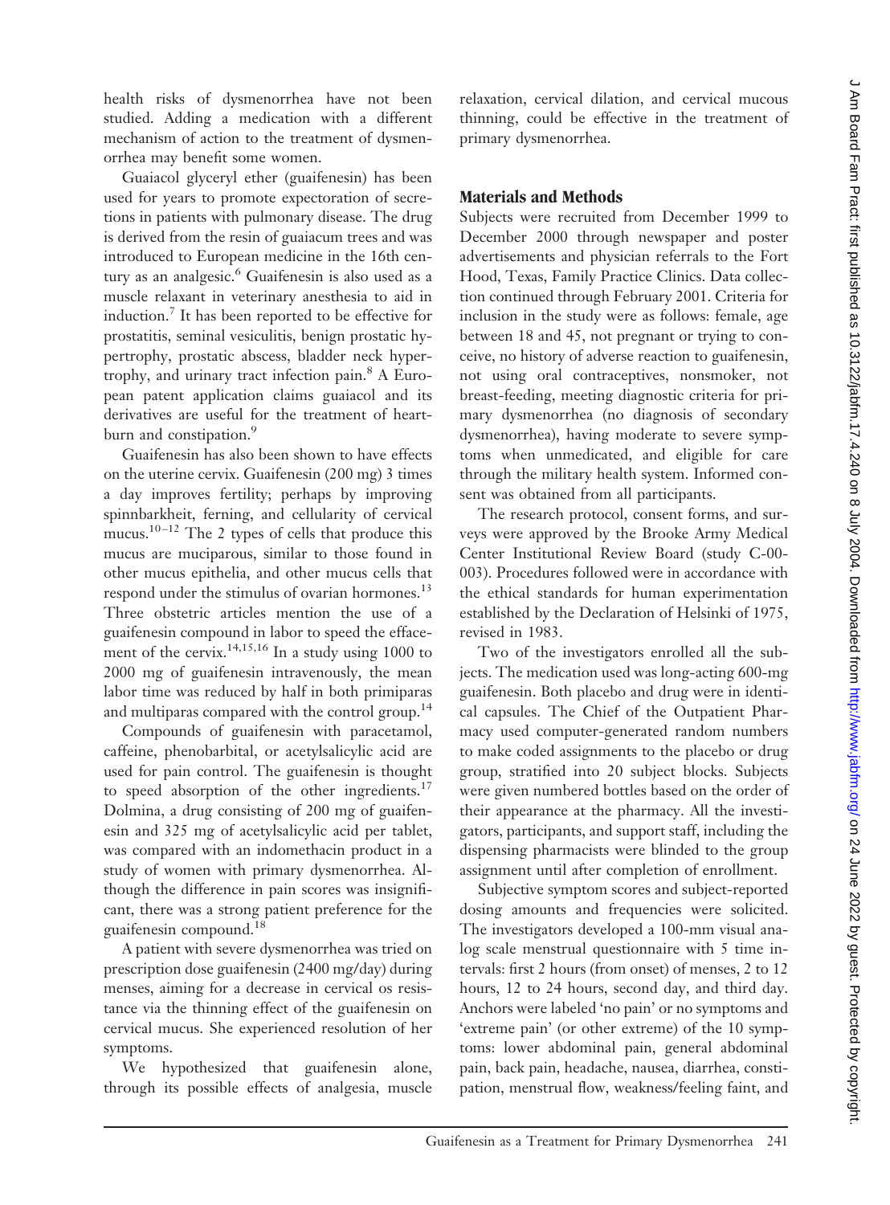health risks of dysmenorrhea have not been studied. Adding a medication with a different mechanism of action to the treatment of dysmenorrhea may benefit some women.

Guaiacol glyceryl ether (guaifenesin) has been used for years to promote expectoration of secretions in patients with pulmonary disease. The drug is derived from the resin of guaiacum trees and was introduced to European medicine in the 16th century as an analgesic.[6] Guaifenesin is also used as a muscle relaxant in veterinary anesthesia to aid in induction.[7] It has been reported to be effective for prostatitis, seminal vesiculitis, benign prostatic hypertrophy, prostatic abscess, bladder neck hypertrophy, and urinary tract infection pain.[8] A European patent application claims guaiacol and its derivatives are useful for the treatment of heartburn and constipation.[9]

Guaifenesin has also been shown to have effects on the uterine cervix. Guaifenesin (200 mg) 3 times a day improves fertility; perhaps by improving spinnbarkheit, ferning, and cellularity of cervical mucus.[10–12] The 2 types of cells that produce this mucus are muciparous, similar to those found in other mucus epithelia, and other mucus cells that respond under the stimulus of ovarian hormones.[13] Three obstetric articles mention the use of a guaifenesin compound in labor to speed the effacement of the cervix.[14,15,16] In a study using 1000 to 2000 mg of guaifenesin intravenously, the mean labor time was reduced by half in both primiparas and multiparas compared with the control group.[14]

Compounds of guaifenesin with paracetamol, caffeine, phenobarbital, or acetylsalicylic acid are used for pain control. The guaifenesin is thought to speed absorption of the other ingredients.[17] Dolmina, a drug consisting of 200 mg of guaifenesin and 325 mg of acetylsalicylic acid per tablet, was compared with an indomethacin product in a study of women with primary dysmenorrhea. Although the difference in pain scores was insignificant, there was a strong patient preference for the guaifenesin compound.[18]

A patient with severe dysmenorrhea was tried on prescription dose guaifenesin (2400 mg/day) during menses, aiming for a decrease in cervical os resistance via the thinning effect of the guaifenesin on cervical mucus. She experienced resolution of her symptoms.

We hypothesized that guaifenesin alone, through its possible effects of analgesia, muscle relaxation, cervical dilation, and cervical mucous thinning, could be effective in the treatment of primary dysmenorrhea.

## Materials and Methods

Subjects were recruited from December 1999 to December 2000 through newspaper and poster advertisements and physician referrals to the Fort Hood, Texas, Family Practice Clinics. Data collection continued through February 2001. Criteria for inclusion in the study were as follows: female, age between 18 and 45, not pregnant or trying to conceive, no history of adverse reaction to guaifenesin, not using oral contraceptives, nonsmoker, not breast-feeding, meeting diagnostic criteria for primary dysmenorrhea (no diagnosis of secondary dysmenorrhea), having moderate to severe symptoms when unmedicated, and eligible for care through the military health system. Informed consent was obtained from all participants.

The research protocol, consent forms, and surveys were approved by the Brooke Army Medical Center Institutional Review Board (study C-00-003). Procedures followed were in accordance with the ethical standards for human experimentation established by the Declaration of Helsinki of 1975, revised in 1983.

Two of the investigators enrolled all the subjects. The medication used was long-acting 600-mg guaifenesin. Both placebo and drug were in identical capsules. The Chief of the Outpatient Pharmacy used computer-generated random numbers to make coded assignments to the placebo or drug group, stratified into 20 subject blocks. Subjects were given numbered bottles based on the order of their appearance at the pharmacy. All the investigators, participants, and support staff, including the dispensing pharmacists were blinded to the group assignment until after completion of enrollment.

Subjective symptom scores and subject-reported dosing amounts and frequencies were solicited. The investigators developed a 100-mm visual analog scale menstrual questionnaire with 5 time intervals: first 2 hours (from onset) of menses, 2 to 12 hours, 12 to 24 hours, second day, and third day. Anchors were labeled 'no pain' or no symptoms and 'extreme pain' (or other extreme) of the 10 symptoms: lower abdominal pain, general abdominal pain, back pain, headache, nausea, diarrhea, constipation, menstrual flow, weakness/feeling faint, and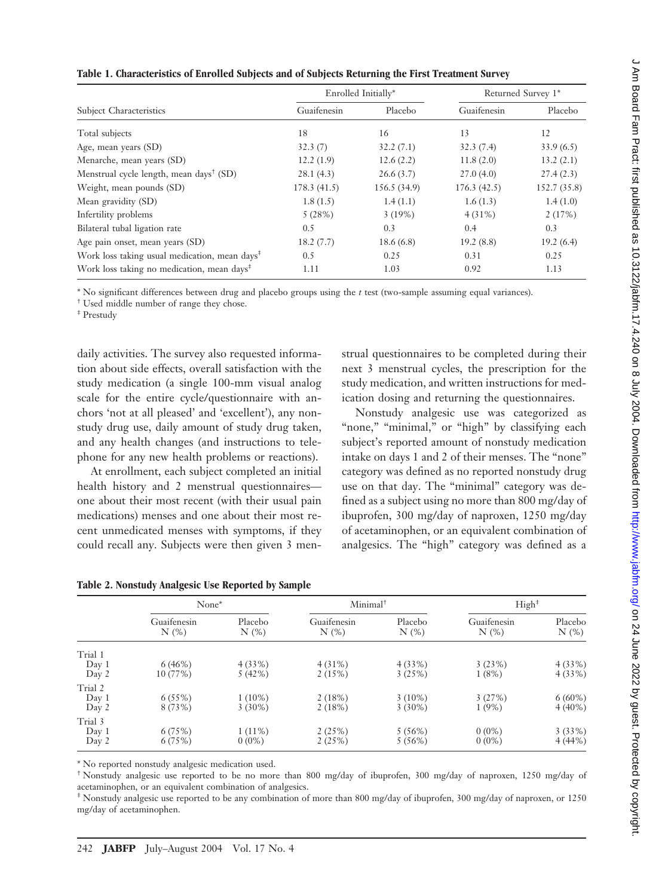**Table 1. Characteristics of Enrolled Subjects and of Subjects Returning the First Treatment Survey**

| Subject Characteristics | Enrolled Initially* | | Returned Survey 1* | |
|---|---|---|---|---|
| | Guaifenesin | Placebo | Guaifenesin | Placebo |
| Total subjects | 18 | 16 | 13 | 12 |
| Age, mean years (SD) | 32.3 (7) | 32.2 (7.1) | 32.3 (7.4) | 33.9 (6.5) |
| Menarche, mean years (SD) | 12.2 (1.9) | 12.6 (2.2) | 11.8 (2.0) | 13.2 (2.1) |
| Menstrual cycle length, mean days† (SD) | 28.1 (4.3) | 26.6 (3.7) | 27.0 (4.0) | 27.4 (2.3) |
| Weight, mean pounds (SD) | 178.3 (41.5) | 156.5 (34.9) | 176.3 (42.5) | 152.7 (35.8) |
| Mean gravidity (SD) | 1.8 (1.5) | 1.4 (1.1) | 1.6 (1.3) | 1.4 (1.0) |
| Infertility problems | 5 (28%) | 3 (19%) | 4 (31%) | 2 (17%) |
| Bilateral tubal ligation rate | 0.5 | 0.3 | 0.4 | 0.3 |
| Age pain onset, mean years (SD) | 18.2 (7.7) | 18.6 (6.8) | 19.2 (8.8) | 19.2 (6.4) |
| Work loss taking usual medication, mean days‡ | 0.5 | 0.25 | 0.31 | 0.25 |
| Work loss taking no medication, mean days‡ | 1.11 | 1.03 | 0.92 | 1.13 |

\* No significant differences between drug and placebo groups using the *t* test (two-sample assuming equal variances).
† Used middle number of range they chose.
‡ Prestudy

daily activities. The survey also requested information about side effects, overall satisfaction with the study medication (a single 100-mm visual analog scale for the entire cycle/questionnaire with anchors 'not at all pleased' and 'excellent'), any nonstudy drug use, daily amount of study drug taken, and any health changes (and instructions to telephone for any new health problems or reactions).

At enrollment, each subject completed an initial health history and 2 menstrual questionnaires—one about their most recent (with their usual pain medications) menses and one about their most recent unmedicated menses with symptoms, if they could recall any. Subjects were then given 3 menstrual questionnaires to be completed during their next 3 menstrual cycles, the prescription for the study medication, and written instructions for medication dosing and returning the questionnaires.

Nonstudy analgesic use was categorized as "none," "minimal," or "high" by classifying each subject's reported amount of nonstudy medication intake on days 1 and 2 of their menses. The "none" category was defined as no reported nonstudy drug use on that day. The "minimal" category was defined as a subject using no more than 800 mg/day of ibuprofen, 300 mg/day of naproxen, 1250 mg/day of acetaminophen, or an equivalent combination of analgesics. The "high" category was defined as a

**Table 2. Nonstudy Analgesic Use Reported by Sample**

| | None* | | Minimal† | | High‡ | |
|---|---|---|---|---|---|---|
| | Guaifenesin N (%) | Placebo N (%) | Guaifenesin N (%) | Placebo N (%) | Guaifenesin N (%) | Placebo N (%) |
| Trial 1 | | | | | | |
| Day 1 | 6 (46%) | 4 (33%) | 4 (31%) | 4 (33%) | 3 (23%) | 4 (33%) |
| Day 2 | 10 (77%) | 5 (42%) | 2 (15%) | 3 (25%) | 1 (8%) | 4 (33%) |
| Trial 2 | | | | | | |
| Day 1 | 6 (55%) | 1 (10%) | 2 (18%) | 3 (10%) | 3 (27%) | 6 (60%) |
| Day 2 | 8 (73%) | 3 (30%) | 2 (18%) | 3 (30%) | 1 (9%) | 4 (40%) |
| Trial 3 | | | | | | |
| Day 1 | 6 (75%) | 1 (11%) | 2 (25%) | 5 (56%) | 0 (0%) | 3 (33%) |
| Day 2 | 6 (75%) | 0 (0%) | 2 (25%) | 5 (56%) | 0 (0%) | 4 (44%) |

\* No reported nonstudy analgesic medication used.
† Nonstudy analgesic use reported to be no more than 800 mg/day of ibuprofen, 300 mg/day of naproxen, 1250 mg/day of acetaminophen, or an equivalent combination of analgesics.
‡ Nonstudy analgesic use reported to be any combination of more than 800 mg/day of ibuprofen, 300 mg/day of naproxen, or 1250 mg/day of acetaminophen.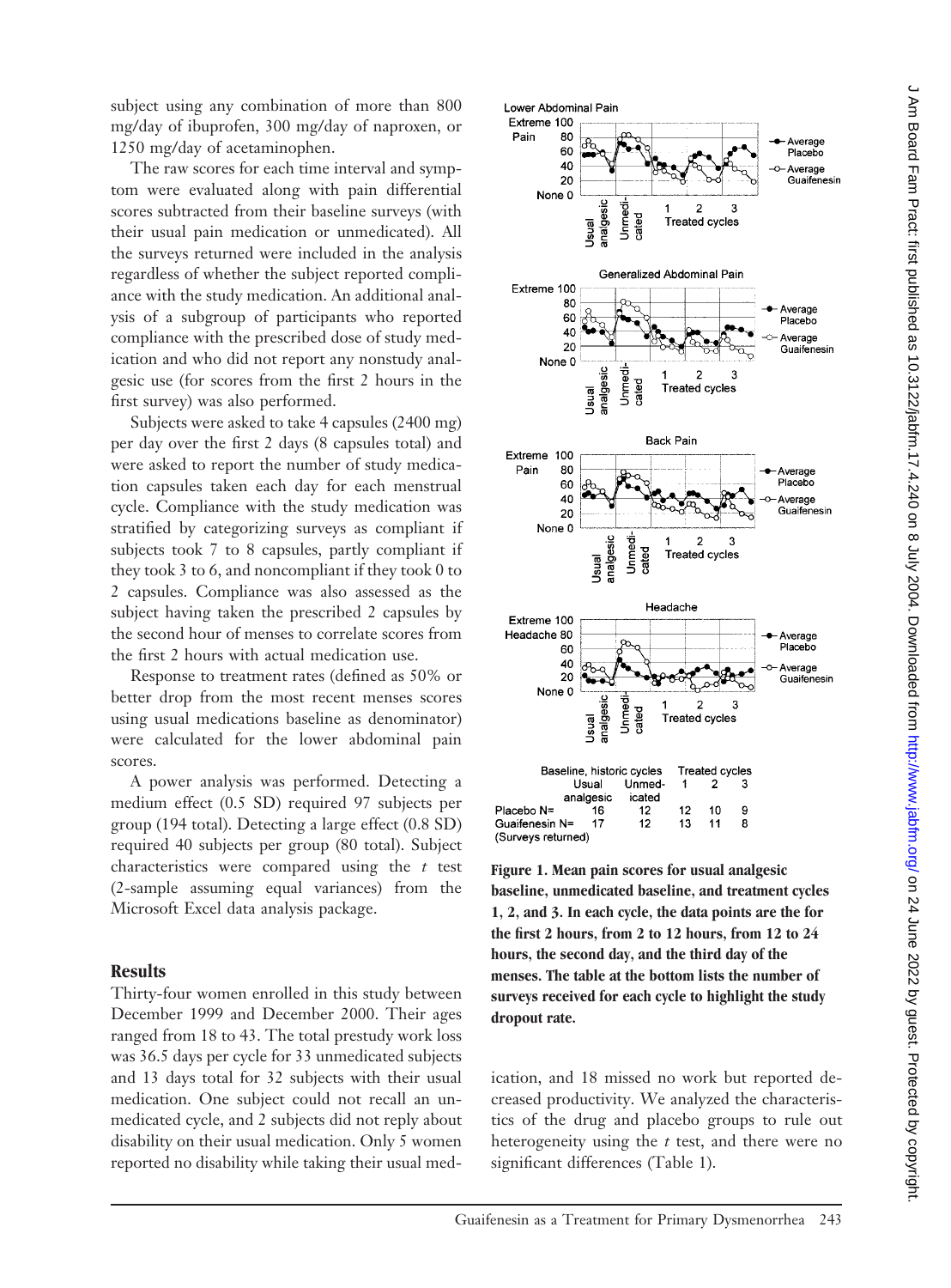subject using any combination of more than 800 mg/day of ibuprofen, 300 mg/day of naproxen, or 1250 mg/day of acetaminophen.

The raw scores for each time interval and symptom were evaluated along with pain differential scores subtracted from their baseline surveys (with their usual pain medication or unmedicated). All the surveys returned were included in the analysis regardless of whether the subject reported compliance with the study medication. An additional analysis of a subgroup of participants who reported compliance with the prescribed dose of study medication and who did not report any nonstudy analgesic use (for scores from the first 2 hours in the first survey) was also performed.

Subjects were asked to take 4 capsules (2400 mg) per day over the first 2 days (8 capsules total) and were asked to report the number of study medication capsules taken each day for each menstrual cycle. Compliance with the study medication was stratified by categorizing surveys as compliant if subjects took 7 to 8 capsules, partly compliant if they took 3 to 6, and noncompliant if they took 0 to 2 capsules. Compliance was also assessed as the subject having taken the prescribed 2 capsules by the second hour of menses to correlate scores from the first 2 hours with actual medication use.

Response to treatment rates (defined as 50% or better drop from the most recent menses scores using usual medications baseline as denominator) were calculated for the lower abdominal pain scores.

A power analysis was performed. Detecting a medium effect (0.5 SD) required 97 subjects per group (194 total). Detecting a large effect (0.8 SD) required 40 subjects per group (80 total). Subject characteristics were compared using the *t* test (2-sample assuming equal variances) from the Microsoft Excel data analysis package.

## Results

Thirty-four women enrolled in this study between December 1999 and December 2000. Their ages ranged from 18 to 43. The total prestudy work loss was 36.5 days per cycle for 33 unmedicated subjects and 13 days total for 32 subjects with their usual medication. One subject could not recall an unmedicated cycle, and 2 subjects did not reply about disability on their usual medication. Only 5 women reported no disability while taking their usual medication, and 18 missed no work but reported decreased productivity. We analyzed the characteristics of the drug and placebo groups to rule out heterogeneity using the *t* test, and there were no significant differences (Table 1).

| | Baseline, historic cycles | | Treated cycles | | |
|---|---|---|---|---|---|
| | Usual analgesic | Unmedicated | 1 | 2 | 3 |
| Placebo N= | 16 | 12 | 12 | 10 | 9 |
| Guaifenesin N= | 17 | 12 | 13 | 11 | 8 |
| (Surveys returned) | | | | | |

**Figure 1. Mean pain scores for usual analgesic baseline, unmedicated baseline, and treatment cycles 1, 2, and 3. In each cycle, the data points are the for the first 2 hours, from 2 to 12 hours, from 12 to 24 hours, the second day, and the third day of the menses. The table at the bottom lists the number of surveys received for each cycle to highlight the study dropout rate.**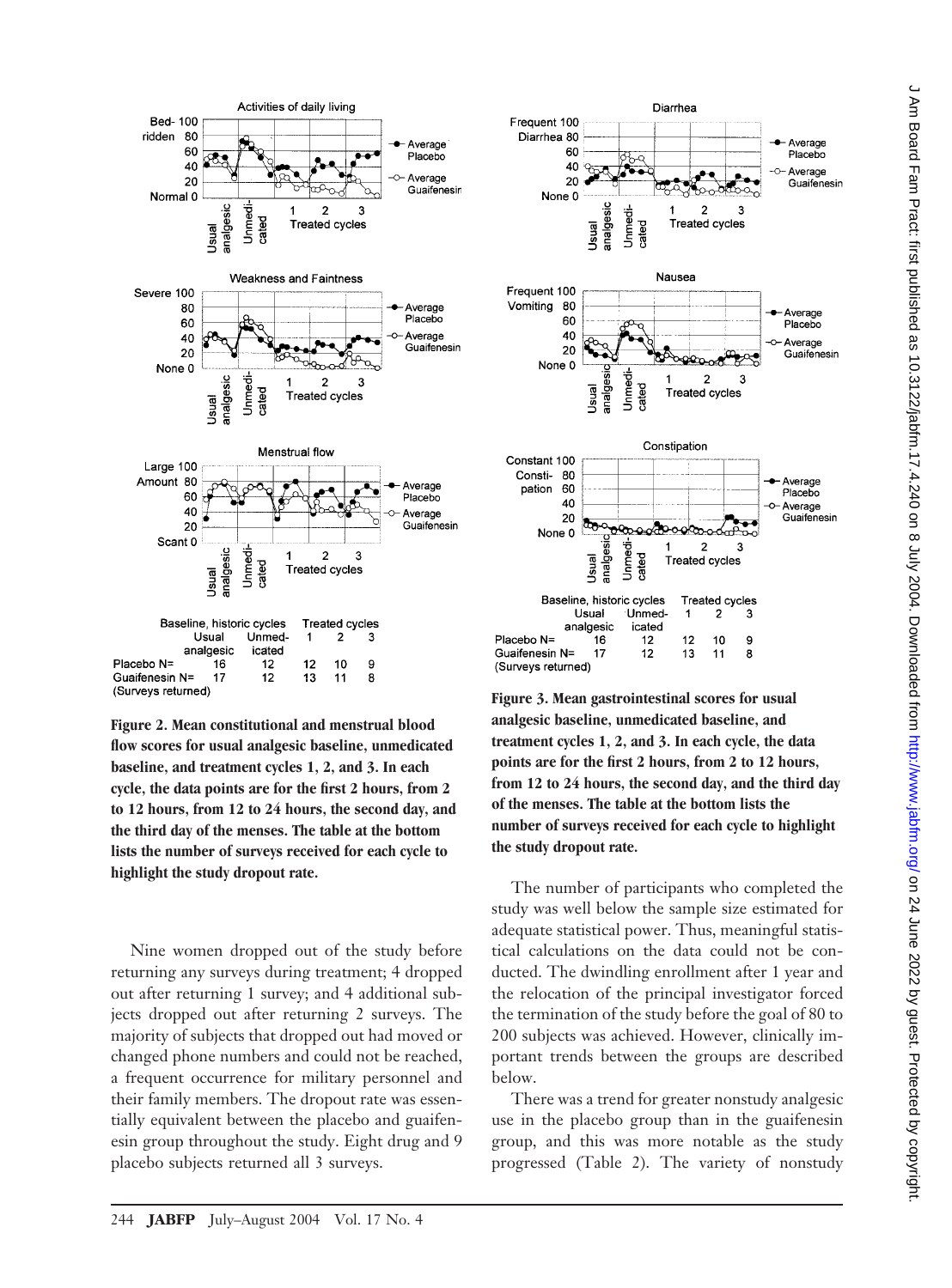| Baseline, historic cycles | Usual analgesic | Unmedicated | Treated cycles 1 | 2 | 3 |
|---|---|---|---|---|---|
| Placebo N= | 16 | 12 | 12 | 10 | 9 |
| Guaifenesin N= | 17 | 12 | 13 | 11 | 8 |
| (Surveys returned) | | | | | |

**Figure 2. Mean constitutional and menstrual blood flow scores for usual analgesic baseline, unmedicated baseline, and treatment cycles 1, 2, and 3. In each cycle, the data points are for the first 2 hours, from 2 to 12 hours, from 12 to 24 hours, the second day, and the third day of the menses. The table at the bottom lists the number of surveys received for each cycle to highlight the study dropout rate.**

Nine women dropped out of the study before returning any surveys during treatment; 4 dropped out after returning 1 survey; and 4 additional subjects dropped out after returning 2 surveys. The majority of subjects that dropped out had moved or changed phone numbers and could not be reached, a frequent occurrence for military personnel and their family members. The dropout rate was essentially equivalent between the placebo and guaifenesin group throughout the study. Eight drug and 9 placebo subjects returned all 3 surveys.

| Baseline, historic cycles | Usual analgesic | Unmedicated | Treated cycles 1 | 2 | 3 |
|---|---|---|---|---|---|
| Placebo N= | 16 | 12 | 12 | 10 | 9 |
| Guaifenesin N= | 17 | 12 | 13 | 11 | 8 |
| (Surveys returned) | | | | | |

**Figure 3. Mean gastrointestinal scores for usual analgesic baseline, unmedicated baseline, and treatment cycles 1, 2, and 3. In each cycle, the data points are for the first 2 hours, from 2 to 12 hours, from 12 to 24 hours, the second day, and the third day of the menses. The table at the bottom lists the number of surveys received for each cycle to highlight the study dropout rate.**

The number of participants who completed the study was well below the sample size estimated for adequate statistical power. Thus, meaningful statistical calculations on the data could not be conducted. The dwindling enrollment after 1 year and the relocation of the principal investigator forced the termination of the study before the goal of 80 to 200 subjects was achieved. However, clinically important trends between the groups are described below.

There was a trend for greater nonstudy analgesic use in the placebo group than in the guaifenesin group, and this was more notable as the study progressed (Table 2). The variety of nonstudy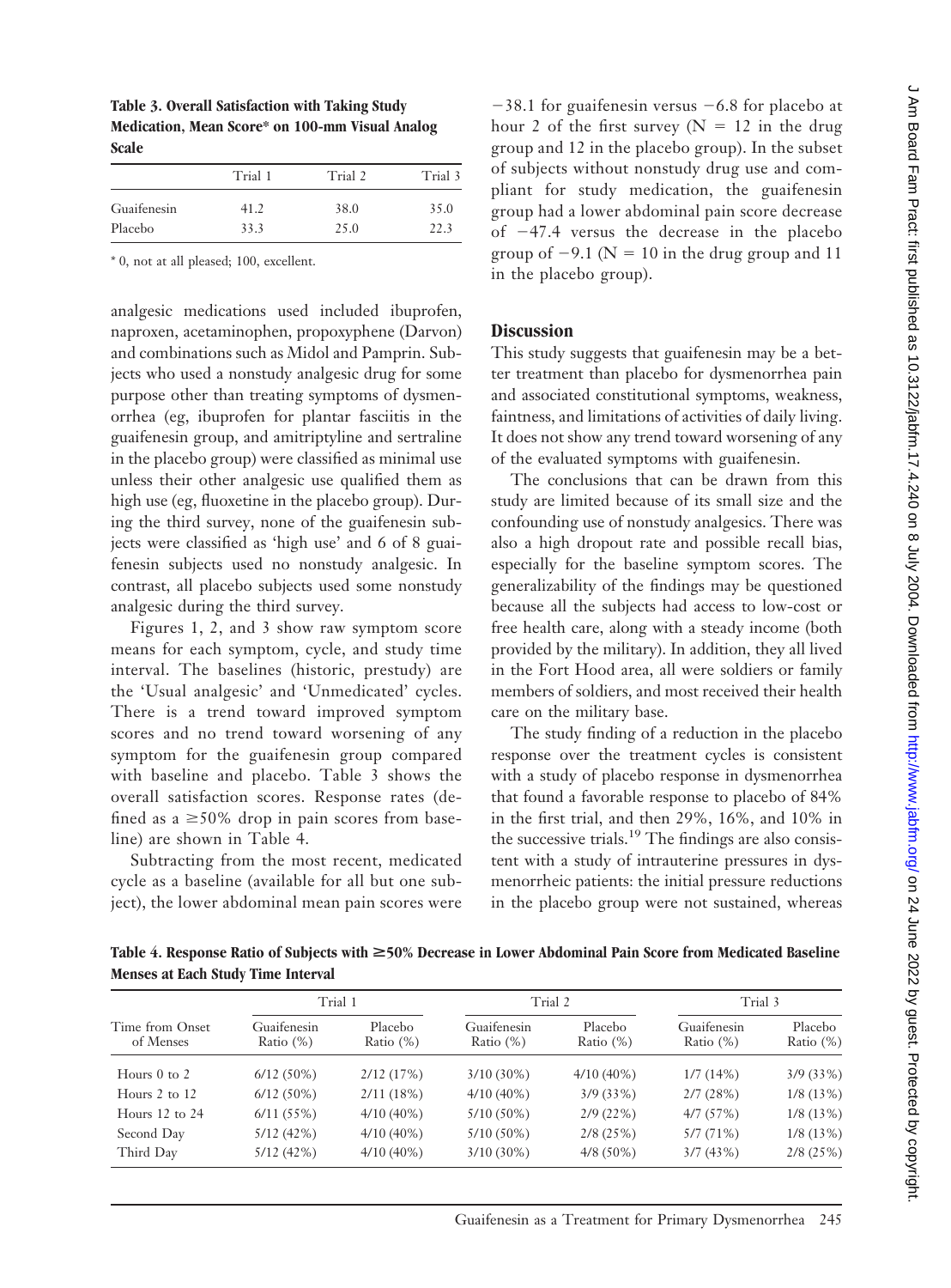**Table 3. Overall Satisfaction with Taking Study Medication, Mean Score* on 100-mm Visual Analog Scale**

| | Trial 1 | Trial 2 | Trial 3 |
|---|---|---|---|
| Guaifenesin | 41.2 | 38.0 | 35.0 |
| Placebo | 33.3 | 25.0 | 22.3 |

* 0, not at all pleased; 100, excellent.

analgesic medications used included ibuprofen, naproxen, acetaminophen, propoxyphene (Darvon) and combinations such as Midol and Pamprin. Subjects who used a nonstudy analgesic drug for some purpose other than treating symptoms of dysmenorrhea (eg, ibuprofen for plantar fasciitis in the guaifenesin group, and amitriptyline and sertraline in the placebo group) were classified as minimal use unless their other analgesic use qualified them as high use (eg, fluoxetine in the placebo group). During the third survey, none of the guaifenesin subjects were classified as 'high use' and 6 of 8 guaifenesin subjects used no nonstudy analgesic. In contrast, all placebo subjects used some nonstudy analgesic during the third survey.

Figures 1, 2, and 3 show raw symptom score means for each symptom, cycle, and study time interval. The baselines (historic, prestudy) are the 'Usual analgesic' and 'Unmedicated' cycles. There is a trend toward improved symptom scores and no trend toward worsening of any symptom for the guaifenesin group compared with baseline and placebo. Table 3 shows the overall satisfaction scores. Response rates (defined as a ≥50% drop in pain scores from baseline) are shown in Table 4.

Subtracting from the most recent, medicated cycle as a baseline (available for all but one subject), the lower abdominal mean pain scores were −38.1 for guaifenesin versus −6.8 for placebo at hour 2 of the first survey (N = 12 in the drug group and 12 in the placebo group). In the subset of subjects without nonstudy drug use and compliant for study medication, the guaifenesin group had a lower abdominal pain score decrease of −47.4 versus the decrease in the placebo group of −9.1 (N = 10 in the drug group and 11 in the placebo group).

## Discussion

This study suggests that guaifenesin may be a better treatment than placebo for dysmenorrhea pain and associated constitutional symptoms, weakness, faintness, and limitations of activities of daily living. It does not show any trend toward worsening of any of the evaluated symptoms with guaifenesin.

The conclusions that can be drawn from this study are limited because of its small size and the confounding use of nonstudy analgesics. There was also a high dropout rate and possible recall bias, especially for the baseline symptom scores. The generalizability of the findings may be questioned because all the subjects had access to low-cost or free health care, along with a steady income (both provided by the military). In addition, they all lived in the Fort Hood area, all were soldiers or family members of soldiers, and most received their health care on the military base.

The study finding of a reduction in the placebo response over the treatment cycles is consistent with a study of placebo response in dysmenorrhea that found a favorable response to placebo of 84% in the first trial, and then 29%, 16%, and 10% in the successive trials.[19] The findings are also consistent with a study of intrauterine pressures in dysmenorrheic patients: the initial pressure reductions in the placebo group were not sustained, whereas

**Table 4. Response Ratio of Subjects with ≥50% Decrease in Lower Abdominal Pain Score from Medicated Baseline Menses at Each Study Time Interval**

| Time from Onset of Menses | Trial 1 | | Trial 2 | | Trial 3 | |
|---|---|---|---|---|---|---|
| | Guaifenesin Ratio (%) | Placebo Ratio (%) | Guaifenesin Ratio (%) | Placebo Ratio (%) | Guaifenesin Ratio (%) | Placebo Ratio (%) |
| Hours 0 to 2 | 6/12 (50%) | 2/12 (17%) | 3/10 (30%) | 4/10 (40%) | 1/7 (14%) | 3/9 (33%) |
| Hours 2 to 12 | 6/12 (50%) | 2/11 (18%) | 4/10 (40%) | 3/9 (33%) | 2/7 (28%) | 1/8 (13%) |
| Hours 12 to 24 | 6/11 (55%) | 4/10 (40%) | 5/10 (50%) | 2/9 (22%) | 4/7 (57%) | 1/8 (13%) |
| Second Day | 5/12 (42%) | 4/10 (40%) | 5/10 (50%) | 2/8 (25%) | 5/7 (71%) | 1/8 (13%) |
| Third Day | 5/12 (42%) | 4/10 (40%) | 3/10 (30%) | 4/8 (50%) | 3/7 (43%) | 2/8 (25%) |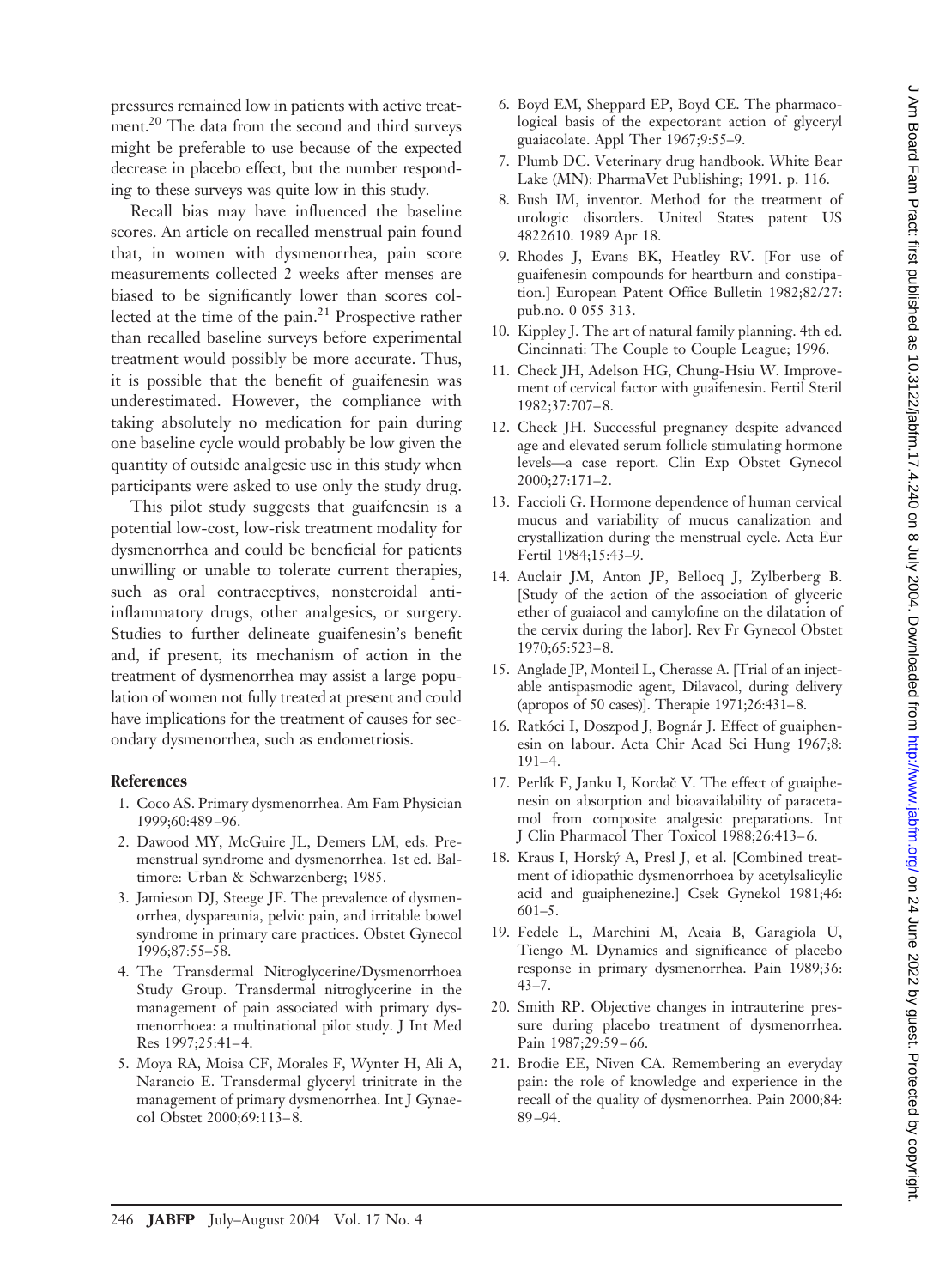pressures remained low in patients with active treatment.[20] The data from the second and third surveys might be preferable to use because of the expected decrease in placebo effect, but the number responding to these surveys was quite low in this study.

Recall bias may have influenced the baseline scores. An article on recalled menstrual pain found that, in women with dysmenorrhea, pain score measurements collected 2 weeks after menses are biased to be significantly lower than scores collected at the time of the pain.[21] Prospective rather than recalled baseline surveys before experimental treatment would possibly be more accurate. Thus, it is possible that the benefit of guaifenesin was underestimated. However, the compliance with taking absolutely no medication for pain during one baseline cycle would probably be low given the quantity of outside analgesic use in this study when participants were asked to use only the study drug.

This pilot study suggests that guaifenesin is a potential low-cost, low-risk treatment modality for dysmenorrhea and could be beneficial for patients unwilling or unable to tolerate current therapies, such as oral contraceptives, nonsteroidal anti-inflammatory drugs, other analgesics, or surgery. Studies to further delineate guaifenesin's benefit and, if present, its mechanism of action in the treatment of dysmenorrhea may assist a large population of women not fully treated at present and could have implications for the treatment of causes for secondary dysmenorrhea, such as endometriosis.

## References

1. Coco AS. Primary dysmenorrhea. Am Fam Physician 1999;60:489–96.
2. Dawood MY, McGuire JL, Demers LM, eds. Premenstrual syndrome and dysmenorrhea. 1st ed. Baltimore: Urban & Schwarzenberg; 1985.
3. Jamieson DJ, Steege JF. The prevalence of dysmenorrhea, dyspareunia, pelvic pain, and irritable bowel syndrome in primary care practices. Obstet Gynecol 1996;87:55–58.
4. The Transdermal Nitroglycerine/Dysmenorrhoea Study Group. Transdermal nitroglycerine in the management of pain associated with primary dysmenorrhoea: a multinational pilot study. J Int Med Res 1997;25:41–4.
5. Moya RA, Moisa CF, Morales F, Wynter H, Ali A, Narancio E. Transdermal glyceryl trinitrate in the management of primary dysmenorrhea. Int J Gynaecol Obstet 2000;69:113–8.
6. Boyd EM, Sheppard EP, Boyd CE. The pharmacological basis of the expectorant action of glyceryl guaiacolate. Appl Ther 1967;9:55–9.
7. Plumb DC. Veterinary drug handbook. White Bear Lake (MN): PharmaVet Publishing; 1991. p. 116.
8. Bush IM, inventor. Method for the treatment of urologic disorders. United States patent US 4822610. 1989 Apr 18.
9. Rhodes J, Evans BK, Heatley RV. [For use of guaifenesin compounds for heartburn and constipation.] European Patent Office Bulletin 1982;82/27: pub.no. 0 055 313.
10. Kippley J. The art of natural family planning. 4th ed. Cincinnati: The Couple to Couple League; 1996.
11. Check JH, Adelson HG, Chung-Hsiu W. Improvement of cervical factor with guaifenesin. Fertil Steril 1982;37:707–8.
12. Check JH. Successful pregnancy despite advanced age and elevated serum follicle stimulating hormone levels—a case report. Clin Exp Obstet Gynecol 2000;27:171–2.
13. Faccioli G. Hormone dependence of human cervical mucus and variability of mucus canalization and crystallization during the menstrual cycle. Acta Eur Fertil 1984;15:43–9.
14. Auclair JM, Anton JP, Bellocq J, Zylberberg B. [Study of the action of the association of glyceric ether of guaiacol and camylofine on the dilatation of the cervix during the labor]. Rev Fr Gynecol Obstet 1970;65:523–8.
15. Anglade JP, Monteil L, Cherasse A. [Trial of an injectable antispasmodic agent, Dilavacol, during delivery (apropos of 50 cases)]. Therapie 1971;26:431–8.
16. Ratkóci I, Doszpod J, Bognár J. Effect of guaiphenesin on labour. Acta Chir Acad Sci Hung 1967;8: 191–4.
17. Perlík F, Janku I, Kordač V. The effect of guaiphenesin on absorption and bioavailability of paracetamol from composite analgesic preparations. Int J Clin Pharmacol Ther Toxicol 1988;26:413–6.
18. Kraus I, Horský A, Presl J, et al. [Combined treatment of idiopathic dysmenorrhoea by acetylsalicylic acid and guaiphenezine.] Csek Gynekol 1981;46: 601–5.
19. Fedele L, Marchini M, Acaia B, Garagiola U, Tiengo M. Dynamics and significance of placebo response in primary dysmenorrhea. Pain 1989;36: 43–7.
20. Smith RP. Objective changes in intrauterine pressure during placebo treatment of dysmenorrhea. Pain 1987;29:59–66.
21. Brodie EE, Niven CA. Remembering an everyday pain: the role of knowledge and experience in the recall of the quality of dysmenorrhea. Pain 2000;84: 89–94.